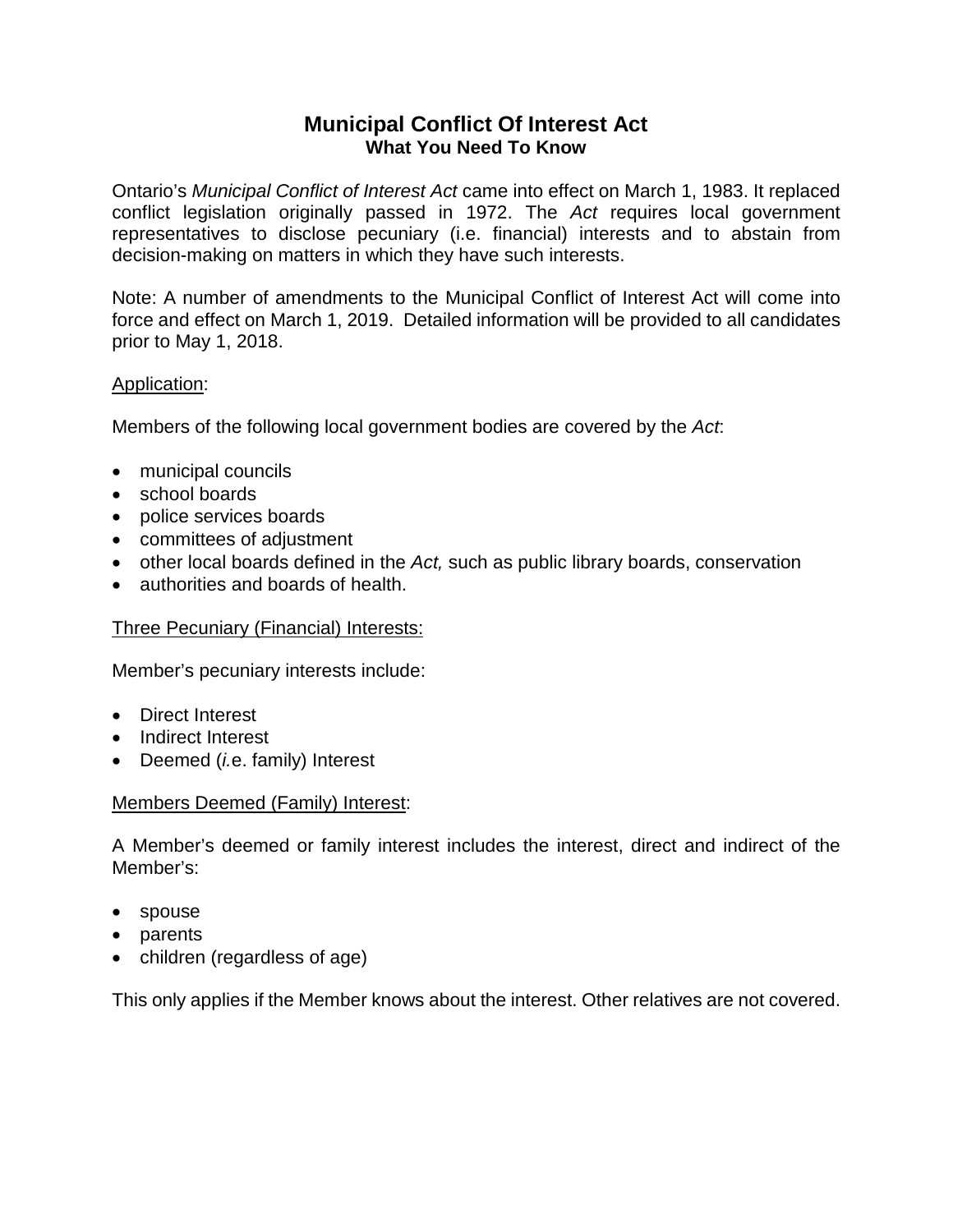# Municipal Conflict Of Interest Act

## What You Need To Know

Ontario's *Municipal Conflict of Interest Act* came into effect on March 1, 1983. It replaced conflict legislation originally passed in 1972. The *Act* requires local government representatives to disclose pecuniary (i.e. financial) interests and to abstain from decision-making on matters in which they have such interests.

Note: A number of amendments to the Municipal Conflict of Interest Act will come into force and effect on March 1, 2019. Detailed information will be provided to all candidates prior to May 1, 2018.

<u>Application</u>:

Members of the following local government bodies are covered by the *Act*:

- municipal councils
- school boards
- police services boards
- committees of adjustment
- other local boards defined in the *Act,* such as public library boards, conservation
- authorities and boards of health.

<u>Three Pecuniary (Financial) Interests:</u>

Member's pecuniary interests include:

- Direct Interest
- Indirect Interest
- Deemed (*i.*e. family) Interest

<u>Members Deemed (Family) Interest</u>:

A Member's deemed or family interest includes the interest, direct and indirect of the Member's:

- spouse
- parents
- children (regardless of age)

This only applies if the Member knows about the interest. Other relatives are not covered.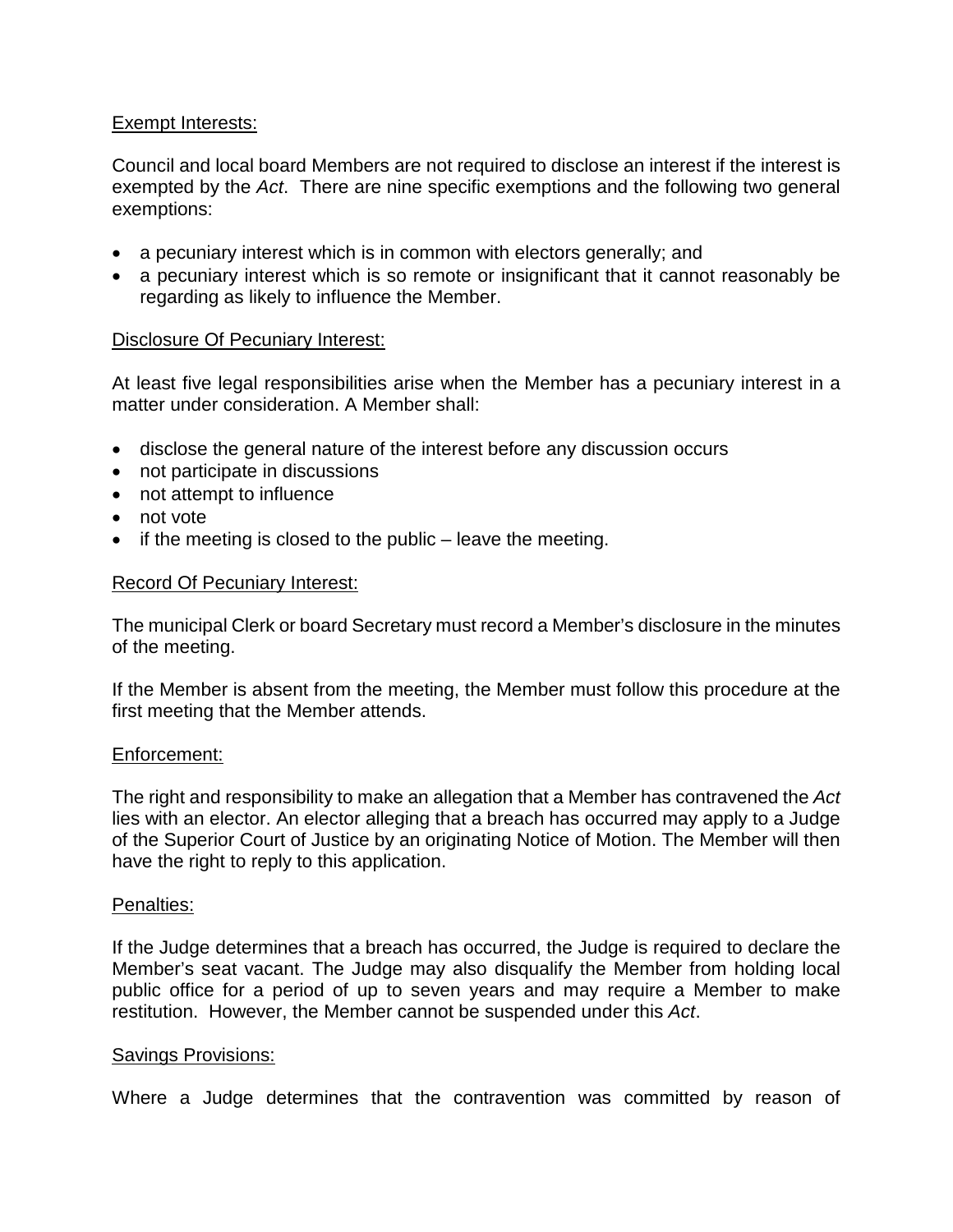Exempt Interests:

Council and local board Members are not required to disclose an interest if the interest is exempted by the *Act*. There are nine specific exemptions and the following two general exemptions:

- a pecuniary interest which is in common with electors generally; and
- a pecuniary interest which is so remote or insignificant that it cannot reasonably be regarding as likely to influence the Member.

Disclosure Of Pecuniary Interest:

At least five legal responsibilities arise when the Member has a pecuniary interest in a matter under consideration. A Member shall:

- disclose the general nature of the interest before any discussion occurs
- not participate in discussions
- not attempt to influence
- not vote
- if the meeting is closed to the public – leave the meeting.

Record Of Pecuniary Interest:

The municipal Clerk or board Secretary must record a Member's disclosure in the minutes of the meeting.

If the Member is absent from the meeting, the Member must follow this procedure at the first meeting that the Member attends.

Enforcement:

The right and responsibility to make an allegation that a Member has contravened the *Act* lies with an elector. An elector alleging that a breach has occurred may apply to a Judge of the Superior Court of Justice by an originating Notice of Motion. The Member will then have the right to reply to this application.

Penalties:

If the Judge determines that a breach has occurred, the Judge is required to declare the Member's seat vacant. The Judge may also disqualify the Member from holding local public office for a period of up to seven years and may require a Member to make restitution. However, the Member cannot be suspended under this *Act*.

Savings Provisions:

Where a Judge determines that the contravention was committed by reason of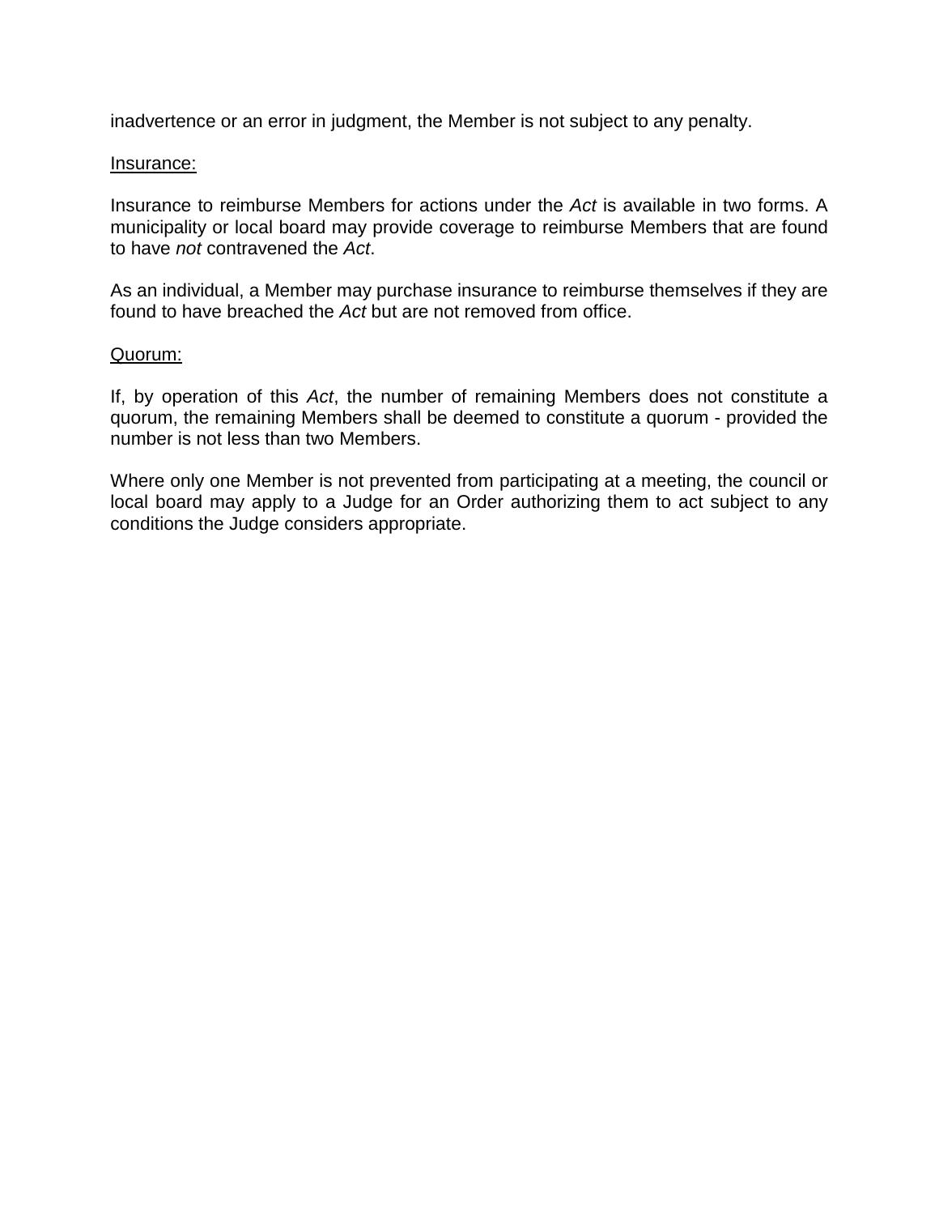inadvertence or an error in judgment, the Member is not subject to any penalty.

<u>Insurance:</u>

Insurance to reimburse Members for actions under the *Act* is available in two forms. A municipality or local board may provide coverage to reimburse Members that are found to have *not* contravened the *Act*.

As an individual, a Member may purchase insurance to reimburse themselves if they are found to have breached the *Act* but are not removed from office.

<u>Quorum:</u>

If, by operation of this *Act*, the number of remaining Members does not constitute a quorum, the remaining Members shall be deemed to constitute a quorum - provided the number is not less than two Members.

Where only one Member is not prevented from participating at a meeting, the council or local board may apply to a Judge for an Order authorizing them to act subject to any conditions the Judge considers appropriate.